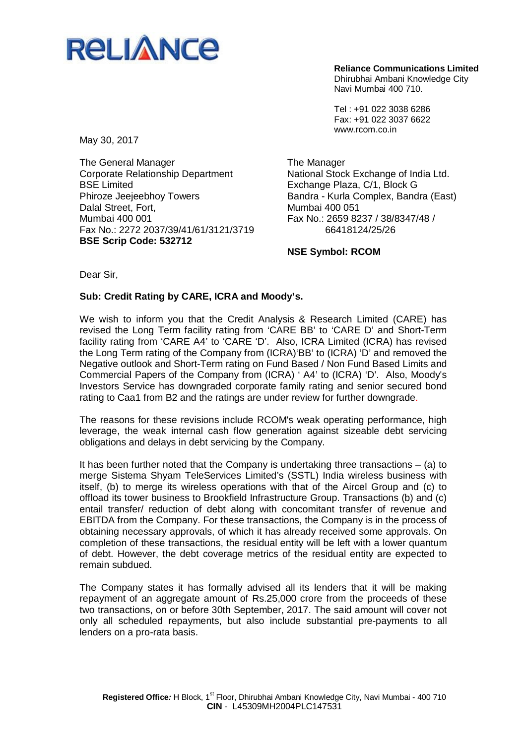RELIANCE

**Reliance Communications Limited**
Dhirubhai Ambani Knowledge City
Navi Mumbai 400 710.

Tel : +91 022 3038 6286
Fax: +91 022 3037 6622
www.rcom.co.in

May 30, 2017

The General Manager
Corporate Relationship Department
BSE Limited
Phiroze Jeejeebhoy Towers
Dalal Street, Fort,
Mumbai 400 001
Fax No.: 2272 2037/39/41/61/3121/3719
**BSE Scrip Code: 532712**

The Manager
National Stock Exchange of India Ltd.
Exchange Plaza, C/1, Block G
Bandra - Kurla Complex, Bandra (East)
Mumbai 400 051
Fax No.: 2659 8237 / 38/8347/48 / 66418124/25/26

**NSE Symbol: RCOM**

Dear Sir,

**Sub: Credit Rating by CARE, ICRA and Moody's.**

We wish to inform you that the Credit Analysis & Research Limited (CARE) has revised the Long Term facility rating from 'CARE BB' to 'CARE D' and Short-Term facility rating from 'CARE A4' to 'CARE 'D'. Also, ICRA Limited (ICRA) has revised the Long Term rating of the Company from (ICRA)'BB' to (ICRA) 'D' and removed the Negative outlook and Short-Term rating on Fund Based / Non Fund Based Limits and Commercial Papers of the Company from (ICRA) ' A4' to (ICRA) 'D'. Also, Moody's Investors Service has downgraded corporate family rating and senior secured bond rating to Caa1 from B2 and the ratings are under review for further downgrade.

The reasons for these revisions include RCOM's weak operating performance, high leverage, the weak internal cash flow generation against sizeable debt servicing obligations and delays in debt servicing by the Company.

It has been further noted that the Company is undertaking three transactions – (a) to merge Sistema Shyam TeleServices Limited's (SSTL) India wireless business with itself, (b) to merge its wireless operations with that of the Aircel Group and (c) to offload its tower business to Brookfield Infrastructure Group. Transactions (b) and (c) entail transfer/ reduction of debt along with concomitant transfer of revenue and EBITDA from the Company. For these transactions, the Company is in the process of obtaining necessary approvals, of which it has already received some approvals. On completion of these transactions, the residual entity will be left with a lower quantum of debt. However, the debt coverage metrics of the residual entity are expected to remain subdued.

The Company states it has formally advised all its lenders that it will be making repayment of an aggregate amount of Rs.25,000 crore from the proceeds of these two transactions, on or before 30th September, 2017. The said amount will cover not only all scheduled repayments, but also include substantial pre-payments to all lenders on a pro-rata basis.

**Registered Office:** H Block, 1st Floor, Dhirubhai Ambani Knowledge City, Navi Mumbai - 400 710
**CIN** - L45309MH2004PLC147531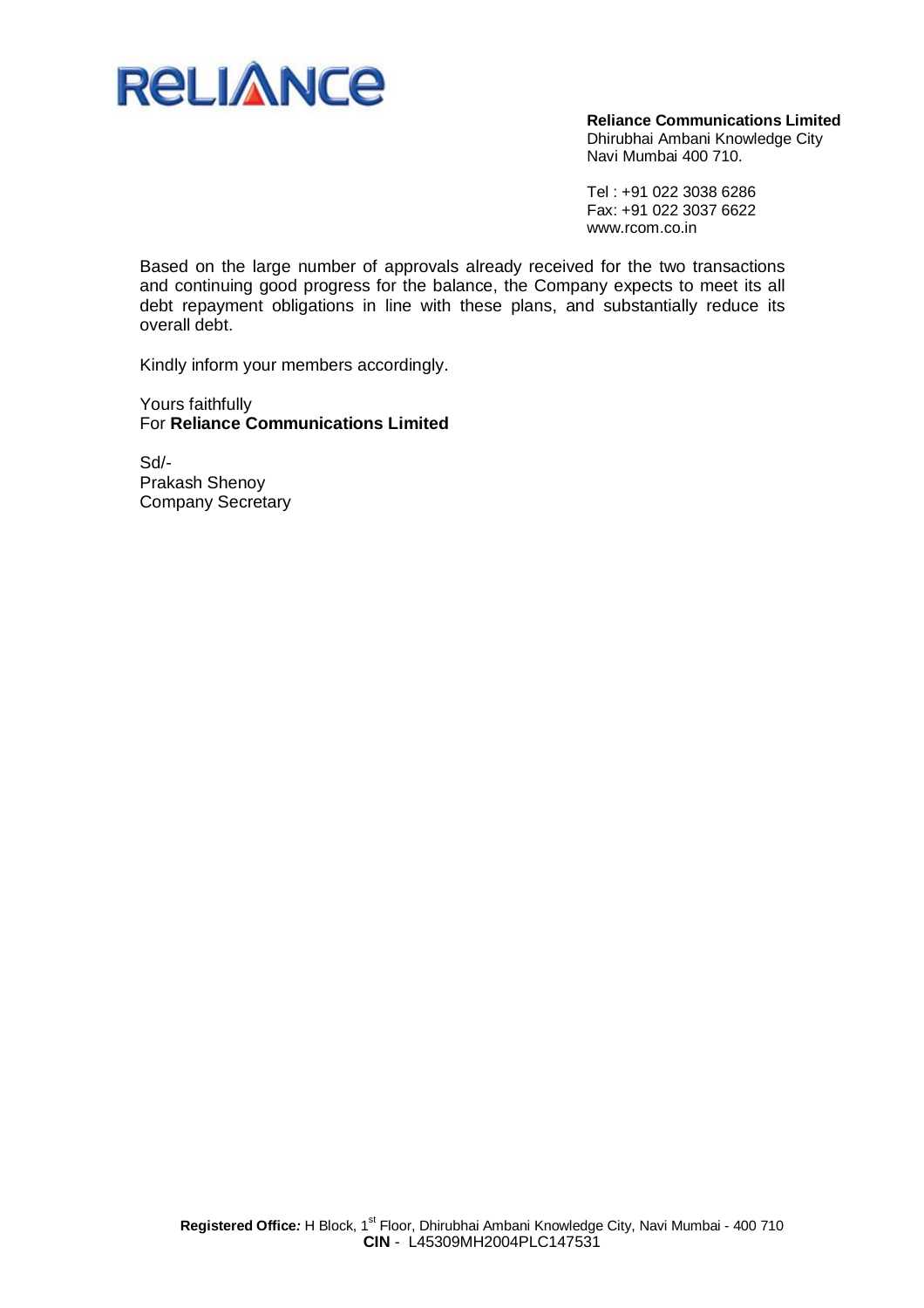**Reliance Communications Limited**
Dhirubhai Ambani Knowledge City
Navi Mumbai 400 710.

Tel : +91 022 3038 6286
Fax: +91 022 3037 6622
www.rcom.co.in

Based on the large number of approvals already received for the two transactions and continuing good progress for the balance, the Company expects to meet its all debt repayment obligations in line with these plans, and substantially reduce its overall debt.

Kindly inform your members accordingly.

Yours faithfully
For **Reliance Communications Limited**

Sd/-
Prakash Shenoy
Company Secretary

**Registered Office:** H Block, 1st Floor, Dhirubhai Ambani Knowledge City, Navi Mumbai - 400 710
**CIN** - L45309MH2004PLC147531